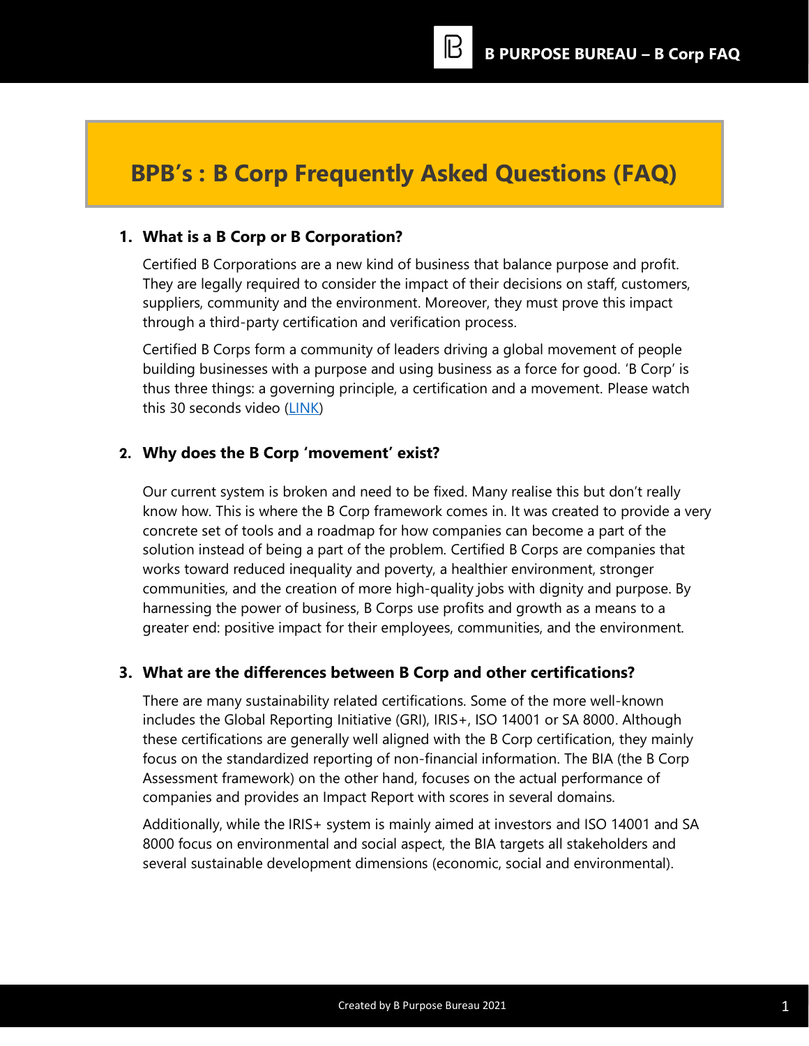# BPB's : B Corp Frequently Asked Questions (FAQ)

## 1. What is a B Corp or B Corporation?

Certified B Corporations are a new kind of business that balance purpose and profit. They are legally required to consider the impact of their decisions on staff, customers, suppliers, community and the environment. Moreover, they must prove this impact through a third-party certification and verification process.

Certified B Corps form a community of leaders driving a global movement of people building businesses with a purpose and using business as a force for good. 'B Corp' is thus three things: a governing principle, a certification and a movement. Please watch this 30 seconds video (LINK)

## 2. Why does the B Corp 'movement' exist?

Our current system is broken and need to be fixed. Many realise this but don't really know how. This is where the B Corp framework comes in. It was created to provide a very concrete set of tools and a roadmap for how companies can become a part of the solution instead of being a part of the problem. Certified B Corps are companies that works toward reduced inequality and poverty, a healthier environment, stronger communities, and the creation of more high-quality jobs with dignity and purpose. By harnessing the power of business, B Corps use profits and growth as a means to a greater end: positive impact for their employees, communities, and the environment.

## 3. What are the differences between B Corp and other certifications?

There are many sustainability related certifications. Some of the more well-known includes the Global Reporting Initiative (GRI), IRIS+, ISO 14001 or SA 8000. Although these certifications are generally well aligned with the B Corp certification, they mainly focus on the standardized reporting of non-financial information. The BIA (the B Corp Assessment framework) on the other hand, focuses on the actual performance of companies and provides an Impact Report with scores in several domains.

Additionally, while the IRIS+ system is mainly aimed at investors and ISO 14001 and SA 8000 focus on environmental and social aspect, the BIA targets all stakeholders and several sustainable development dimensions (economic, social and environmental).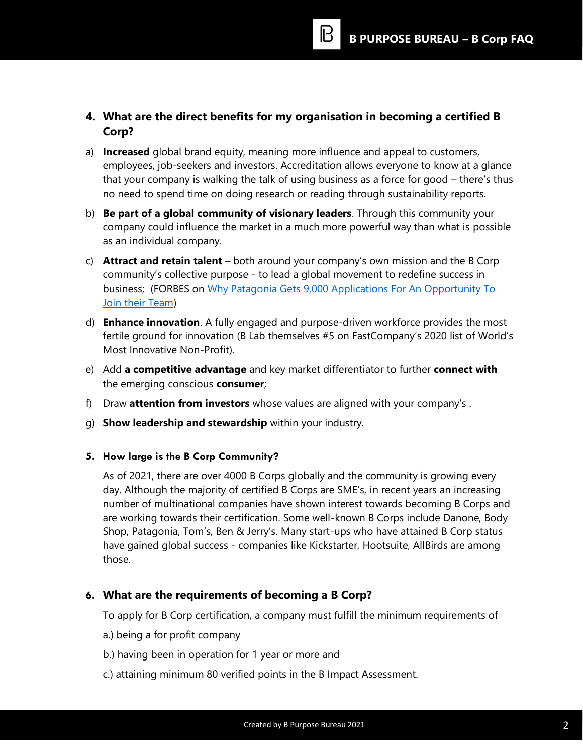## 4. What are the direct benefits for my organisation in becoming a certified B Corp?

a) **Increased** global brand equity, meaning more influence and appeal to customers, employees, job-seekers and investors. Accreditation allows everyone to know at a glance that your company is walking the talk of using business as a force for good – there's thus no need to spend time on doing research or reading through sustainability reports.

b) **Be part of a global community of visionary leaders**. Through this community your company could influence the market in a much more powerful way than what is possible as an individual company.

c) **Attract and retain talent** – both around your company's own mission and the B Corp community's collective purpose - to lead a global movement to redefine success in business; (FORBES on Why Patagonia Gets 9,000 Applications For An Opportunity To Join their Team)

d) **Enhance innovation**. A fully engaged and purpose-driven workforce provides the most fertile ground for innovation (B Lab themselves #5 on FastCompany's 2020 list of World's Most Innovative Non-Profit).

e) Add **a competitive advantage** and key market differentiator to further **connect with** the emerging conscious **consumer**;

f) Draw **attention from investors** whose values are aligned with your company's .

g) **Show leadership and stewardship** within your industry.

## 5. How large is the B Corp Community?

As of 2021, there are over 4000 B Corps globally and the community is growing every day. Although the majority of certified B Corps are SME's, in recent years an increasing number of multinational companies have shown interest towards becoming B Corps and are working towards their certification. Some well-known B Corps include Danone, Body Shop, Patagonia, Tom's, Ben & Jerry's. Many start-ups who have attained B Corp status have gained global success - companies like Kickstarter, Hootsuite, AllBirds are among those.

## 6. What are the requirements of becoming a B Corp?

To apply for B Corp certification, a company must fulfill the minimum requirements of

a.) being a for profit company

b.) having been in operation for 1 year or more and

c.) attaining minimum 80 verified points in the B Impact Assessment.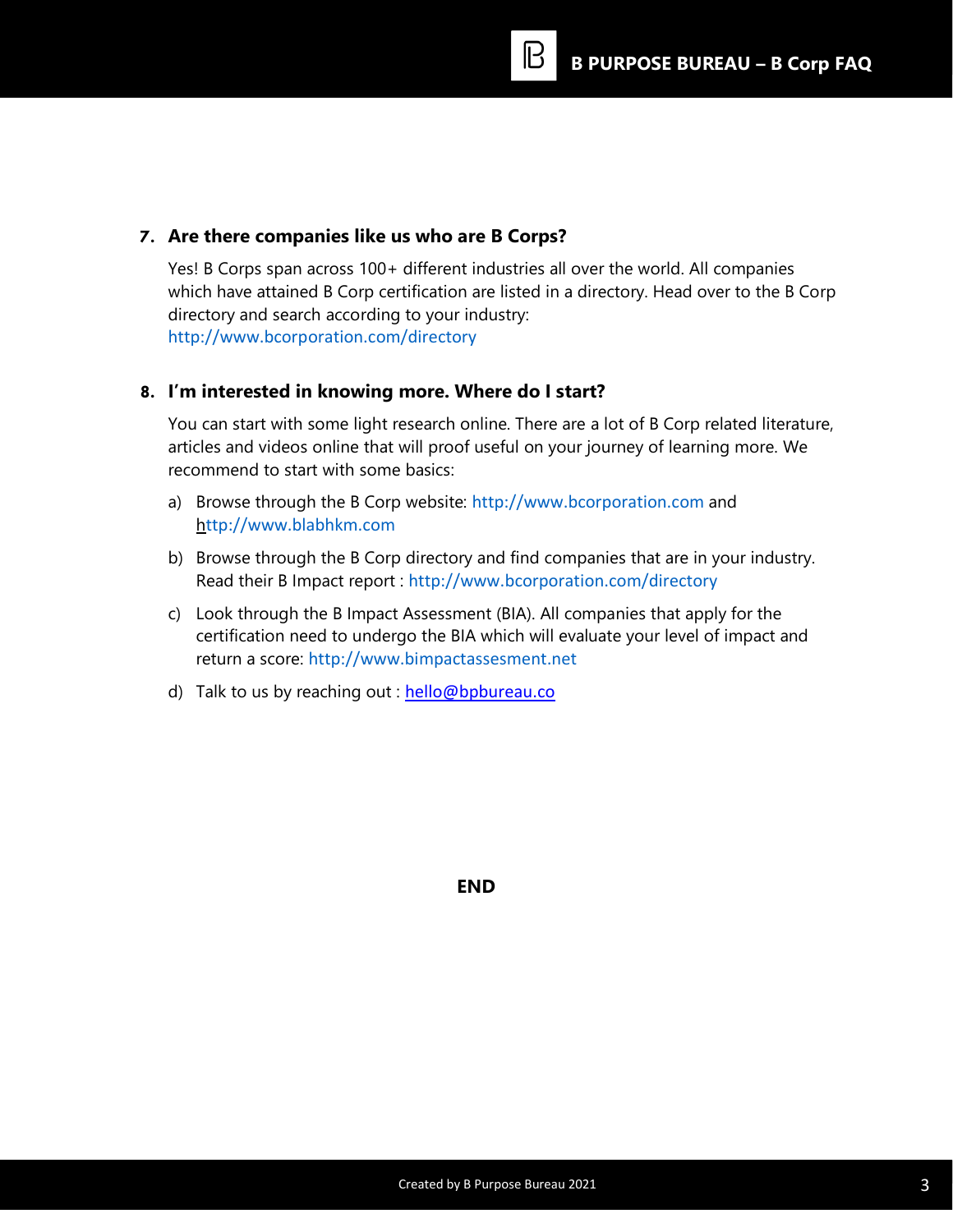7. **Are there companies like us who are B Corps?**

   Yes! B Corps span across 100+ different industries all over the world. All companies which have attained B Corp certification are listed in a directory. Head over to the B Corp directory and search according to your industry: http://www.bcorporation.com/directory

8. **I'm interested in knowing more. Where do I start?**

   You can start with some light research online. There are a lot of B Corp related literature, articles and videos online that will proof useful on your journey of learning more. We recommend to start with some basics:

   a) Browse through the B Corp website: http://www.bcorporation.com and http://www.blabhkm.com

   b) Browse through the B Corp directory and find companies that are in your industry. Read their B Impact report : http://www.bcorporation.com/directory

   c) Look through the B Impact Assessment (BIA). All companies that apply for the certification need to undergo the BIA which will evaluate your level of impact and return a score: http://www.bimpactassesment.net

   d) Talk to us by reaching out : hello@bpbureau.co

**END**